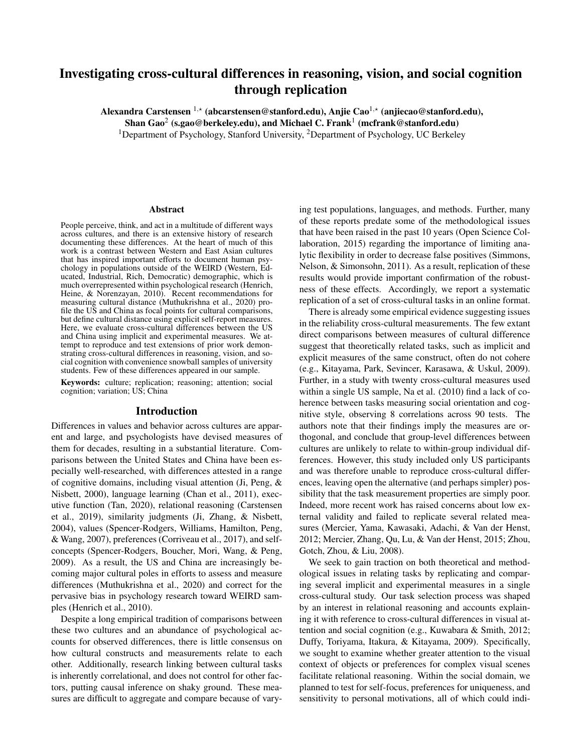# Investigating cross-cultural differences in reasoning, vision, and social cognition through replication

**Alexandra Carstensen [1,⋆] (abcarstensen@stanford.edu), Anjie Cao[1,⋆] (anjiecao@stanford.edu), Shan Gao[2] (s.gao@berkeley.edu), and Michael C. Frank[1] (mcfrank@stanford.edu)**

[1]Department of Psychology, Stanford University, [2]Department of Psychology, UC Berkeley

## Abstract

People perceive, think, and act in a multitude of different ways across cultures, and there is an extensive history of research documenting these differences. At the heart of much of this work is a contrast between Western and East Asian cultures that has inspired important efforts to document human psychology in populations outside of the WEIRD (Western, Educated, Industrial, Rich, Democratic) demographic, which is much overrepresented within psychological research (Henrich, Heine, & Norenzayan, 2010). Recent recommendations for measuring cultural distance (Muthukrishna et al., 2020) profile the US and China as focal points for cultural comparisons, but define cultural distance using explicit self-report measures. Here, we evaluate cross-cultural differences between the US and China using implicit and experimental measures. We attempt to reproduce and test extensions of prior work demonstrating cross-cultural differences in reasoning, vision, and social cognition with convenience snowball samples of university students. Few of these differences appeared in our sample.

**Keywords:** culture; replication; reasoning; attention; social cognition; variation; US; China

## Introduction

Differences in values and behavior across cultures are apparent and large, and psychologists have devised measures of them for decades, resulting in a substantial literature. Comparisons between the United States and China have been especially well-researched, with differences attested in a range of cognitive domains, including visual attention (Ji, Peng, & Nisbett, 2000), language learning (Chan et al., 2011), executive function (Tan, 2020), relational reasoning (Carstensen et al., 2019), similarity judgments (Ji, Zhang, & Nisbett, 2004), values (Spencer-Rodgers, Williams, Hamilton, Peng, & Wang, 2007), preferences (Corriveau et al., 2017), and self-concepts (Spencer-Rodgers, Boucher, Mori, Wang, & Peng, 2009). As a result, the US and China are increasingly becoming major cultural poles in efforts to assess and measure differences (Muthukrishna et al., 2020) and correct for the pervasive bias in psychology research toward WEIRD samples (Henrich et al., 2010).

Despite a long empirical tradition of comparisons between these two cultures and an abundance of psychological accounts for observed differences, there is little consensus on how cultural constructs and measurements relate to each other. Additionally, research linking between cultural tasks is inherently correlational, and does not control for other factors, putting causal inference on shaky ground. These measures are difficult to aggregate and compare because of varying test populations, languages, and methods. Further, many of these reports predate some of the methodological issues that have been raised in the past 10 years (Open Science Collaboration, 2015) regarding the importance of limiting analytic flexibility in order to decrease false positives (Simmons, Nelson, & Simonsohn, 2011). As a result, replication of these results would provide important confirmation of the robustness of these effects. Accordingly, we report a systematic replication of a set of cross-cultural tasks in an online format.

There is already some empirical evidence suggesting issues in the reliability cross-cultural measurements. The few extant direct comparisons between measures of cultural difference suggest that theoretically related tasks, such as implicit and explicit measures of the same construct, often do not cohere (e.g., Kitayama, Park, Sevincer, Karasawa, & Uskul, 2009). Further, in a study with twenty cross-cultural measures used within a single US sample, Na et al. (2010) find a lack of coherence between tasks measuring social orientation and cognitive style, observing 8 correlations across 90 tests. The authors note that their findings imply the measures are orthogonal, and conclude that group-level differences between cultures are unlikely to relate to within-group individual differences. However, this study included only US participants and was therefore unable to reproduce cross-cultural differences, leaving open the alternative (and perhaps simpler) possibility that the task measurement properties are simply poor. Indeed, more recent work has raised concerns about low external validity and failed to replicate several related measures (Mercier, Yama, Kawasaki, Adachi, & Van der Henst, 2012; Mercier, Zhang, Qu, Lu, & Van der Henst, 2015; Zhou, Gotch, Zhou, & Liu, 2008).

We seek to gain traction on both theoretical and methodological issues in relating tasks by replicating and comparing several implicit and experimental measures in a single cross-cultural study. Our task selection process was shaped by an interest in relational reasoning and accounts explaining it with reference to cross-cultural differences in visual attention and social cognition (e.g., Kuwabara & Smith, 2012; Duffy, Toriyama, Itakura, & Kitayama, 2009). Specifically, we sought to examine whether greater attention to the visual context of objects or preferences for complex visual scenes facilitate relational reasoning. Within the social domain, we planned to test for self-focus, preferences for uniqueness, and sensitivity to personal motivations, all of which could indi-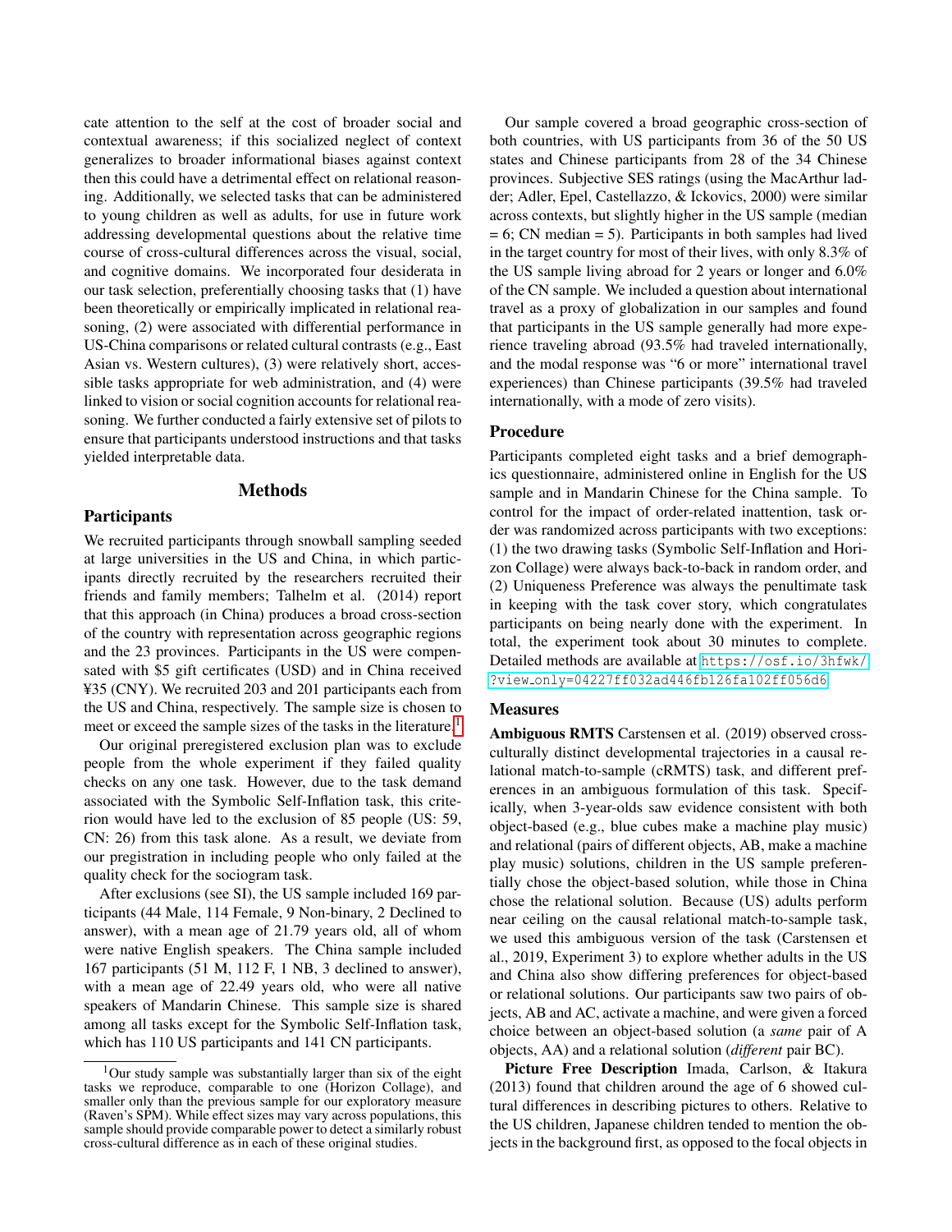cate attention to the self at the cost of broader social and contextual awareness; if this socialized neglect of context generalizes to broader informational biases against context then this could have a detrimental effect on relational reasoning. Additionally, we selected tasks that can be administered to young children as well as adults, for use in future work addressing developmental questions about the relative time course of cross-cultural differences across the visual, social, and cognitive domains. We incorporated four desiderata in our task selection, preferentially choosing tasks that (1) have been theoretically or empirically implicated in relational reasoning, (2) were associated with differential performance in US-China comparisons or related cultural contrasts (e.g., East Asian vs. Western cultures), (3) were relatively short, accessible tasks appropriate for web administration, and (4) were linked to vision or social cognition accounts for relational reasoning. We further conducted a fairly extensive set of pilots to ensure that participants understood instructions and that tasks yielded interpretable data.

## Methods

### Participants

We recruited participants through snowball sampling seeded at large universities in the US and China, in which participants directly recruited by the researchers recruited their friends and family members; Talhelm et al. (2014) report that this approach (in China) produces a broad cross-section of the country with representation across geographic regions and the 23 provinces. Participants in the US were compensated with $5 gift certificates (USD) and in China received ¥35 (CNY). We recruited 203 and 201 participants each from the US and China, respectively. The sample size is chosen to meet or exceed the sample sizes of the tasks in the literature.[1]

Our original preregistered exclusion plan was to exclude people from the whole experiment if they failed quality checks on any one task. However, due to the task demand associated with the Symbolic Self-Inflation task, this criterion would have led to the exclusion of 85 people (US: 59, CN: 26) from this task alone. As a result, we deviate from our pregistration in including people who only failed at the quality check for the sociogram task.

After exclusions (see SI), the US sample included 169 participants (44 Male, 114 Female, 9 Non-binary, 2 Declined to answer), with a mean age of 21.79 years old, all of whom were native English speakers. The China sample included 167 participants (51 M, 112 F, 1 NB, 3 declined to answer), with a mean age of 22.49 years old, who were all native speakers of Mandarin Chinese. This sample size is shared among all tasks except for the Symbolic Self-Inflation task, which has 110 US participants and 141 CN participants.

[1] Our study sample was substantially larger than six of the eight tasks we reproduce, comparable to one (Horizon Collage), and smaller only than the previous sample for our exploratory measure (Raven's SPM). While effect sizes may vary across populations, this sample should provide comparable power to detect a similarly robust cross-cultural difference as in each of these original studies.

Our sample covered a broad geographic cross-section of both countries, with US participants from 36 of the 50 US states and Chinese participants from 28 of the 34 Chinese provinces. Subjective SES ratings (using the MacArthur ladder; Adler, Epel, Castellazzo, & Ickovics, 2000) were similar across contexts, but slightly higher in the US sample (median = 6; CN median = 5). Participants in both samples had lived in the target country for most of their lives, with only 8.3% of the US sample living abroad for 2 years or longer and 6.0% of the CN sample. We included a question about international travel as a proxy of globalization in our samples and found that participants in the US sample generally had more experience traveling abroad (93.5% had traveled internationally, and the modal response was "6 or more" international travel experiences) than Chinese participants (39.5% had traveled internationally, with a mode of zero visits).

### Procedure

Participants completed eight tasks and a brief demographics questionnaire, administered online in English for the US sample and in Mandarin Chinese for the China sample. To control for the impact of order-related inattention, task order was randomized across participants with two exceptions: (1) the two drawing tasks (Symbolic Self-Inflation and Horizon Collage) were always back-to-back in random order, and (2) Uniqueness Preference was always the penultimate task in keeping with the task cover story, which congratulates participants on being nearly done with the experiment. In total, the experiment took about 30 minutes to complete. Detailed methods are available at https://osf.io/3hfwk/?view_only=04227ff032ad446fb126fa102ff056d6

### Measures

**Ambiguous RMTS** Carstensen et al. (2019) observed cross-culturally distinct developmental trajectories in a causal relational match-to-sample (cRMTS) task, and different preferences in an ambiguous formulation of this task. Specifically, when 3-year-olds saw evidence consistent with both object-based (e.g., blue cubes make a machine play music) and relational (pairs of different objects, AB, make a machine play music) solutions, children in the US sample preferentially chose the object-based solution, while those in China chose the relational solution. Because (US) adults perform near ceiling on the causal relational match-to-sample task, we used this ambiguous version of the task (Carstensen et al., 2019, Experiment 3) to explore whether adults in the US and China also show differing preferences for object-based or relational solutions. Our participants saw two pairs of objects, AB and AC, activate a machine, and were given a forced choice between an object-based solution (a *same* pair of A objects, AA) and a relational solution (*different* pair BC).

**Picture Free Description** Imada, Carlson, & Itakura (2013) found that children around the age of 6 showed cultural differences in describing pictures to others. Relative to the US children, Japanese children tended to mention the objects in the background first, as opposed to the focal objects in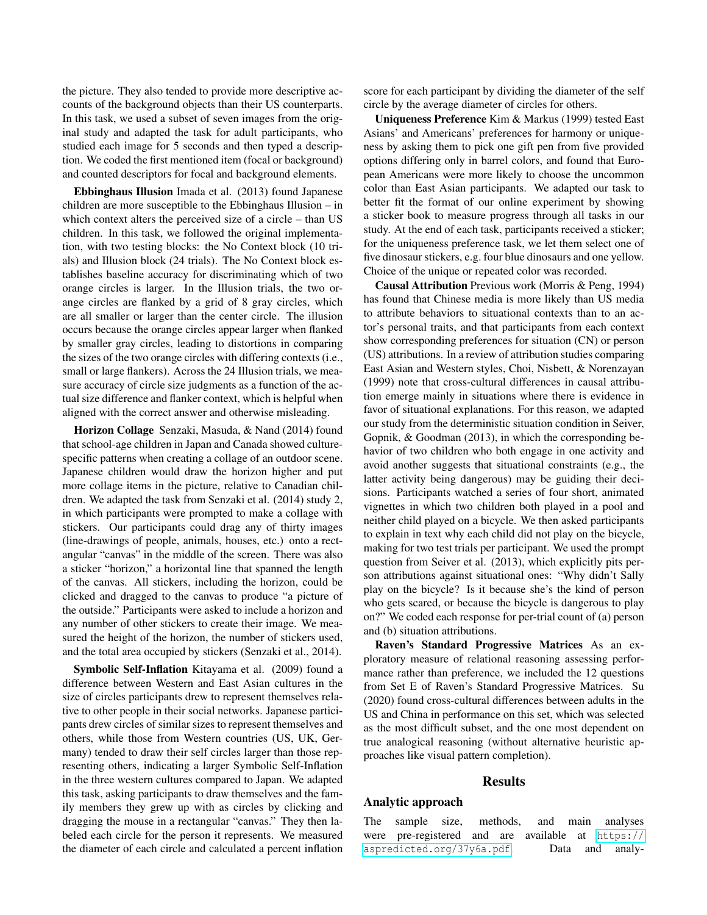the picture. They also tended to provide more descriptive accounts of the background objects than their US counterparts. In this task, we used a subset of seven images from the original study and adapted the task for adult participants, who studied each image for 5 seconds and then typed a description. We coded the first mentioned item (focal or background) and counted descriptors for focal and background elements.

**Ebbinghaus Illusion** Imada et al. (2013) found Japanese children are more susceptible to the Ebbinghaus Illusion – in which context alters the perceived size of a circle – than US children. In this task, we followed the original implementation, with two testing blocks: the No Context block (10 trials) and Illusion block (24 trials). The No Context block establishes baseline accuracy for discriminating which of two orange circles is larger. In the Illusion trials, the two orange circles are flanked by a grid of 8 gray circles, which are all smaller or larger than the center circle. The illusion occurs because the orange circles appear larger when flanked by smaller gray circles, leading to distortions in comparing the sizes of the two orange circles with differing contexts (i.e., small or large flankers). Across the 24 Illusion trials, we measure accuracy of circle size judgments as a function of the actual size difference and flanker context, which is helpful when aligned with the correct answer and otherwise misleading.

**Horizon Collage** Senzaki, Masuda, & Nand (2014) found that school-age children in Japan and Canada showed culture-specific patterns when creating a collage of an outdoor scene. Japanese children would draw the horizon higher and put more collage items in the picture, relative to Canadian children. We adapted the task from Senzaki et al. (2014) study 2, in which participants were prompted to make a collage with stickers. Our participants could drag any of thirty images (line-drawings of people, animals, houses, etc.) onto a rectangular "canvas" in the middle of the screen. There was also a sticker "horizon," a horizontal line that spanned the length of the canvas. All stickers, including the horizon, could be clicked and dragged to the canvas to produce "a picture of the outside." Participants were asked to include a horizon and any number of other stickers to create their image. We measured the height of the horizon, the number of stickers used, and the total area occupied by stickers (Senzaki et al., 2014).

**Symbolic Self-Inflation** Kitayama et al. (2009) found a difference between Western and East Asian cultures in the size of circles participants drew to represent themselves relative to other people in their social networks. Japanese participants drew circles of similar sizes to represent themselves and others, while those from Western countries (US, UK, Germany) tended to draw their self circles larger than those representing others, indicating a larger Symbolic Self-Inflation in the three western cultures compared to Japan. We adapted this task, asking participants to draw themselves and the family members they grew up with as circles by clicking and dragging the mouse in a rectangular "canvas." They then labeled each circle for the person it represents. We measured the diameter of each circle and calculated a percent inflation score for each participant by dividing the diameter of the self circle by the average diameter of circles for others.

**Uniqueness Preference** Kim & Markus (1999) tested East Asians' and Americans' preferences for harmony or uniqueness by asking them to pick one gift pen from five provided options differing only in barrel colors, and found that European Americans were more likely to choose the uncommon color than East Asian participants. We adapted our task to better fit the format of our online experiment by showing a sticker book to measure progress through all tasks in our study. At the end of each task, participants received a sticker; for the uniqueness preference task, we let them select one of five dinosaur stickers, e.g. four blue dinosaurs and one yellow. Choice of the unique or repeated color was recorded.

**Causal Attribution** Previous work (Morris & Peng, 1994) has found that Chinese media is more likely than US media to attribute behaviors to situational contexts than to an actor's personal traits, and that participants from each context show corresponding preferences for situation (CN) or person (US) attributions. In a review of attribution studies comparing East Asian and Western styles, Choi, Nisbett, & Norenzayan (1999) note that cross-cultural differences in causal attribution emerge mainly in situations where there is evidence in favor of situational explanations. For this reason, we adapted our study from the deterministic situation condition in Seiver, Gopnik, & Goodman (2013), in which the corresponding behavior of two children who both engage in one activity and avoid another suggests that situational constraints (e.g., the latter activity being dangerous) may be guiding their decisions. Participants watched a series of four short, animated vignettes in which two children both played in a pool and neither child played on a bicycle. We then asked participants to explain in text why each child did not play on the bicycle, making for two test trials per participant. We used the prompt question from Seiver et al. (2013), which explicitly pits person attributions against situational ones: "Why didn't Sally play on the bicycle? Is it because she's the kind of person who gets scared, or because the bicycle is dangerous to play on?" We coded each response for per-trial count of (a) person and (b) situation attributions.

**Raven's Standard Progressive Matrices** As an exploratory measure of relational reasoning assessing performance rather than preference, we included the 12 questions from Set E of Raven's Standard Progressive Matrices. Su (2020) found cross-cultural differences between adults in the US and China in performance on this set, which was selected as the most difficult subset, and the one most dependent on true analogical reasoning (without alternative heuristic approaches like visual pattern completion).

## Results

### Analytic approach

The sample size, methods, and main analyses were pre-registered and are available at https://aspredicted.org/37y6a.pdf. Data and analy-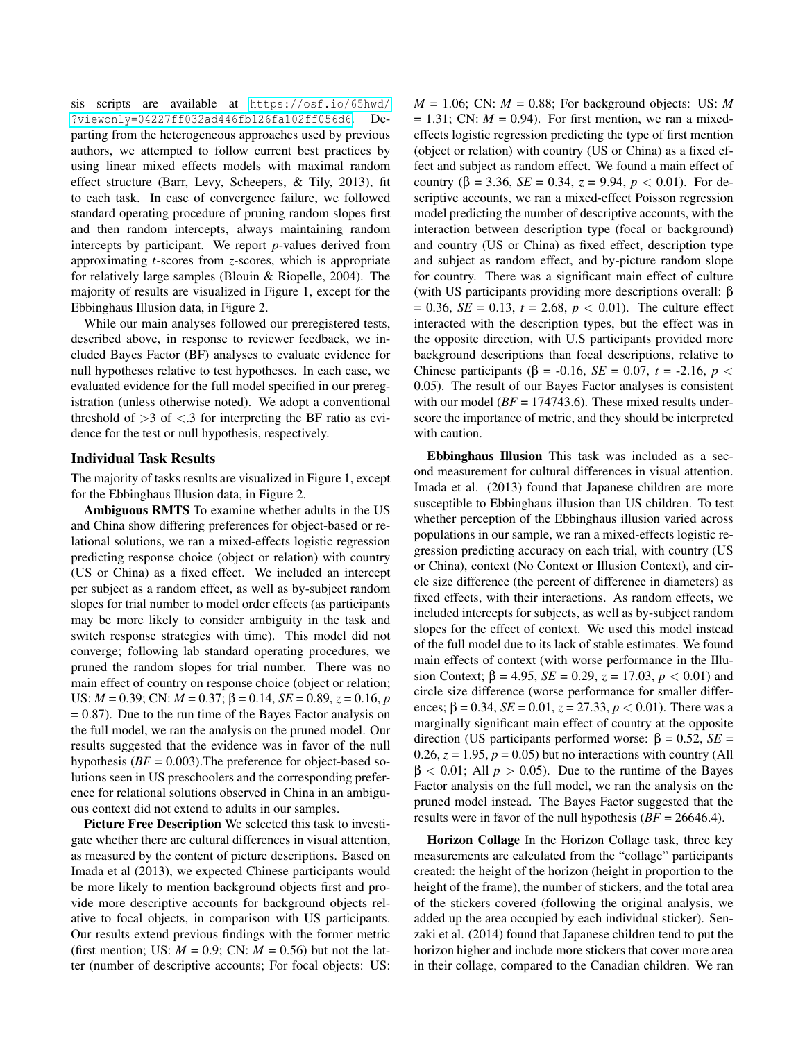sis scripts are available at https://osf.io/65hwd/?viewonly=04227ff032ad446fb126fa102ff056d6. Departing from the heterogeneous approaches used by previous authors, we attempted to follow current best practices by using linear mixed effects models with maximal random effect structure (Barr, Levy, Scheepers, & Tily, 2013), fit to each task. In case of convergence failure, we followed standard operating procedure of pruning random slopes first and then random intercepts, always maintaining random intercepts by participant. We report *p*-values derived from approximating *t*-scores from *z*-scores, which is appropriate for relatively large samples (Blouin & Riopelle, 2004). The majority of results are visualized in Figure 1, except for the Ebbinghaus Illusion data, in Figure 2.

While our main analyses followed our preregistered tests, described above, in response to reviewer feedback, we included Bayes Factor (BF) analyses to evaluate evidence for null hypotheses relative to test hypotheses. In each case, we evaluated evidence for the full model specified in our preregistration (unless otherwise noted). We adopt a conventional threshold of $>3$ of $<.3$ for interpreting the BF ratio as evidence for the test or null hypothesis, respectively.

### Individual Task Results

The majority of tasks results are visualized in Figure 1, except for the Ebbinghaus Illusion data, in Figure 2.

**Ambiguous RMTS** To examine whether adults in the US and China show differing preferences for object-based or relational solutions, we ran a mixed-effects logistic regression predicting response choice (object or relation) with country (US or China) as a fixed effect. We included an intercept per subject as a random effect, as well as by-subject random slopes for trial number to model order effects (as participants may be more likely to consider ambiguity in the task and switch response strategies with time). This model did not converge; following lab standard operating procedures, we pruned the random slopes for trial number. There was no main effect of country on response choice (object or relation; US: $M = 0.39$; CN: $M = 0.37$; $\beta = 0.14$, $SE = 0.89$, $z = 0.16$, $p = 0.87$). Due to the run time of the Bayes Factor analysis on the full model, we ran the analysis on the pruned model. Our results suggested that the evidence was in favor of the null hypothesis ($BF = 0.003$).The preference for object-based solutions seen in US preschoolers and the corresponding preference for relational solutions observed in China in an ambiguous context did not extend to adults in our samples.

**Picture Free Description** We selected this task to investigate whether there are cultural differences in visual attention, as measured by the content of picture descriptions. Based on Imada et al (2013), we expected Chinese participants would be more likely to mention background objects first and provide more descriptive accounts for background objects relative to focal objects, in comparison with US participants. Our results extend previous findings with the former metric (first mention; US: $M = 0.9$; CN: $M = 0.56$) but not the latter (number of descriptive accounts; For focal objects: US: $M = 1.06$; CN: $M = 0.88$; For background objects: US: $M = 1.31$; CN: $M = 0.94$). For first mention, we ran a mixed-effects logistic regression predicting the type of first mention (object or relation) with country (US or China) as a fixed effect and subject as random effect. We found a main effect of country ($\beta = 3.36$, $SE = 0.34$, $z = 9.94$, $p < 0.01$). For descriptive accounts, we ran a mixed-effect Poisson regression model predicting the number of descriptive accounts, with the interaction between description type (focal or background) and country (US or China) as fixed effect, description type and subject as random effect, and by-picture random slope for country. There was a significant main effect of culture (with US participants providing more descriptions overall: $\beta = 0.36$, $SE = 0.13$, $t = 2.68$, $p < 0.01$). The culture effect interacted with the description types, but the effect was in the opposite direction, with U.S participants provided more background descriptions than focal descriptions, relative to Chinese participants ($\beta = -0.16$, $SE = 0.07$, $t = -2.16$, $p < 0.05$). The result of our Bayes Factor analyses is consistent with our model ($BF = 174743.6$). These mixed results underscore the importance of metric, and they should be interpreted with caution.

**Ebbinghaus Illusion** This task was included as a second measurement for cultural differences in visual attention. Imada et al. (2013) found that Japanese children are more susceptible to Ebbinghaus illusion than US children. To test whether perception of the Ebbinghaus illusion varied across populations in our sample, we ran a mixed-effects logistic regression predicting accuracy on each trial, with country (US or China), context (No Context or Illusion Context), and circle size difference (the percent of difference in diameters) as fixed effects, with their interactions. As random effects, we included intercepts for subjects, as well as by-subject random slopes for the effect of context. We used this model instead of the full model due to its lack of stable estimates. We found main effects of context (with worse performance in the Illusion Context; $\beta = 4.95$, $SE = 0.29$, $z = 17.03$, $p < 0.01$) and circle size difference (worse performance for smaller differences; $\beta = 0.34$, $SE = 0.01$, $z = 27.33$, $p < 0.01$). There was a marginally significant main effect of country at the opposite direction (US participants performed worse: $\beta = 0.52$, $SE = 0.26$, $z = 1.95$, $p = 0.05$) but no interactions with country (All $\beta < 0.01$; All $p > 0.05$). Due to the runtime of the Bayes Factor analysis on the full model, we ran the analysis on the pruned model instead. The Bayes Factor suggested that the results were in favor of the null hypothesis ($BF = 26646.4$).

**Horizon Collage** In the Horizon Collage task, three key measurements are calculated from the "collage" participants created: the height of the horizon (height in proportion to the height of the frame), the number of stickers, and the total area of the stickers covered (following the original analysis, we added up the area occupied by each individual sticker). Senzaki et al. (2014) found that Japanese children tend to put the horizon higher and include more stickers that cover more area in their collage, compared to the Canadian children. We ran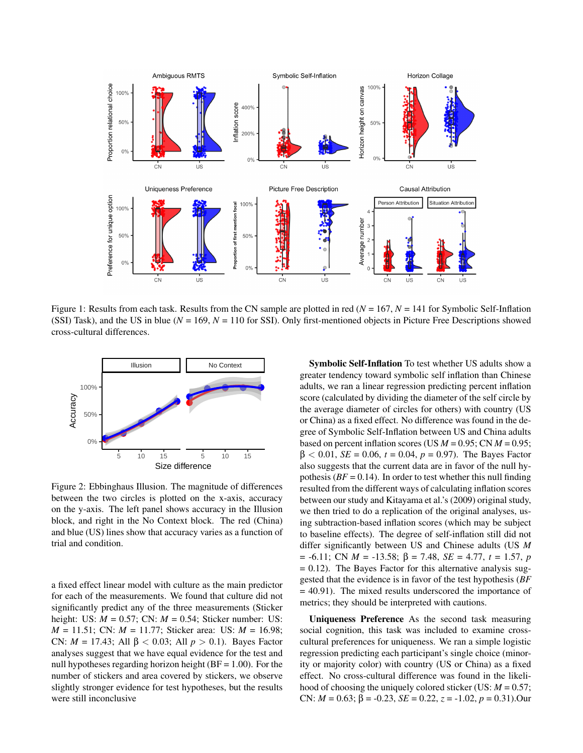Ambiguous RMTS

Proportion relational choice

100%
50%
0%

CN US

Symbolic Self-Inflation

Inflation score

400%
200%
0%

CN US

Horizon Collage

Horizon height on canvas

100%
50%
0%

CN US

Uniqueness Preference

Preference for unique option

100%
50%
0%

CN US

Picture Free Description

Proportion of first mention focal

100%
50%
0%

CN US

Causal Attribution

Person Attribution

Situation Attribution

Average number

4
3
2
1
0

CN US CN US

Figure 1: Results from each task. Results from the CN sample are plotted in red ($N$ = 167, $N$ = 141 for Symbolic Self-Inflation (SSI) Task), and the US in blue ($N$ = 169, $N$ = 110 for SSI). Only first-mentioned objects in Picture Free Descriptions showed cross-cultural differences.

Illusion

No Context

Accuracy

100%
50%
0%

5 10 15

5 10 15

Size difference

Figure 2: Ebbinghaus Illusion. The magnitude of differences between the two circles is plotted on the x-axis, accuracy on the y-axis. The left panel shows accuracy in the Illusion block, and right in the No Context block. The red (China) and blue (US) lines show that accuracy varies as a function of trial and condition.

a fixed effect linear model with culture as the main predictor for each of the measurements. We found that culture did not significantly predict any of the three measurements (Sticker height: US: $M$ = 0.57; CN: $M$ = 0.54; Sticker number: US: $M$ = 11.51; CN: $M$ = 11.77; Sticker area: US: $M$ = 16.98; CN: $M$ = 17.43; All $\beta < 0.03$; All $p > 0.1$). Bayes Factor analyses suggest that we have equal evidence for the test and null hypotheses regarding horizon height (BF = 1.00). For the number of stickers and area covered by stickers, we observe slightly stronger evidence for test hypotheses, but the results were still inconclusive

**Symbolic Self-Inflation** To test whether US adults show a greater tendency toward symbolic self inflation than Chinese adults, we ran a linear regression predicting percent inflation score (calculated by dividing the diameter of the self circle by the average diameter of circles for others) with country (US or China) as a fixed effect. No difference was found in the degree of Symbolic Self-Inflation between US and China adults based on percent inflation scores (US $M$ = 0.95; CN $M$ = 0.95; $\beta < 0.01$, $SE$ = 0.06, $t$ = 0.04, $p$ = 0.97). The Bayes Factor also suggests that the current data are in favor of the null hypothesis ($BF$ = 0.14). In order to test whether this null finding resulted from the different ways of calculating inflation scores between our study and Kitayama et al.'s (2009) original study, we then tried to do a replication of the original analyses, using subtraction-based inflation scores (which may be subject to baseline effects). The degree of self-inflation still did not differ significantly between US and Chinese adults (US $M$ = -6.11; CN $M$ = -13.58; $\beta$ = 7.48, $SE$ = 4.77, $t$ = 1.57, $p$ = 0.12). The Bayes Factor for this alternative analysis suggested that the evidence is in favor of the test hypothesis ($BF$ = 40.91). The mixed results underscored the importance of metrics; they should be interpreted with cautions.

**Uniqueness Preference** As the second task measuring social cognition, this task was included to examine cross-cultural preferences for uniqueness. We ran a simple logistic regression predicting each participant's single choice (minority or majority color) with country (US or China) as a fixed effect. No cross-cultural difference was found in the likelihood of choosing the uniquely colored sticker (US: $M$ = 0.57; CN: $M$ = 0.63; $\beta$ = -0.23, $SE$ = 0.22, $z$ = -1.02, $p$ = 0.31).Our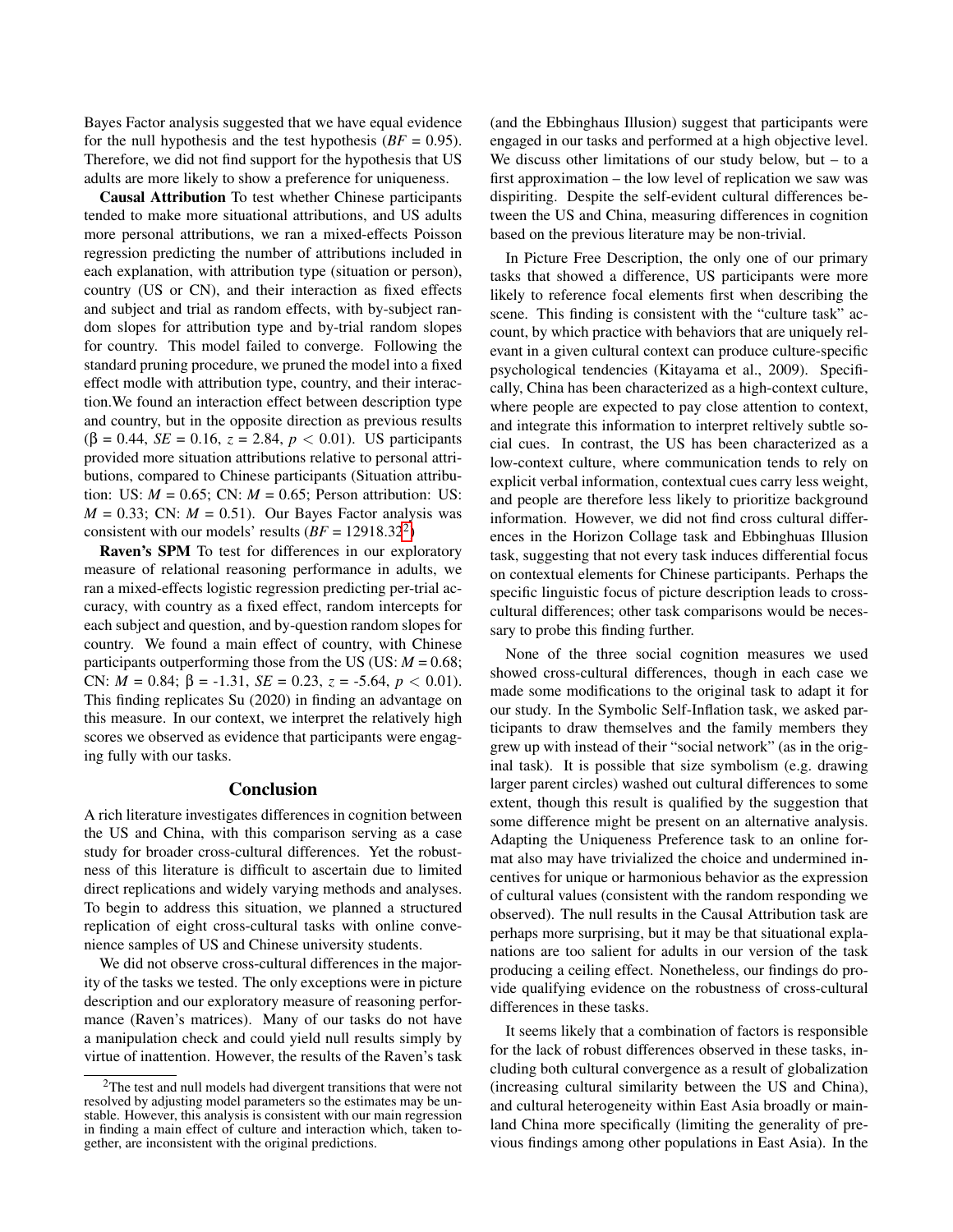Bayes Factor analysis suggested that we have equal evidence for the null hypothesis and the test hypothesis ($BF$ = 0.95). Therefore, we did not find support for the hypothesis that US adults are more likely to show a preference for uniqueness.

**Causal Attribution** To test whether Chinese participants tended to make more situational attributions, and US adults more personal attributions, we ran a mixed-effects Poisson regression predicting the number of attributions included in each explanation, with attribution type (situation or person), country (US or CN), and their interaction as fixed effects and subject and trial as random effects, with by-subject random slopes for attribution type and by-trial random slopes for country. This model failed to converge. Following the standard pruning procedure, we pruned the model into a fixed effect modle with attribution type, country, and their interaction.We found an interaction effect between description type and country, but in the opposite direction as previous results ($\beta$ = 0.44, $SE$ = 0.16, $z$ = 2.84, $p < 0.01$). US participants provided more situation attributions relative to personal attributions, compared to Chinese participants (Situation attribution: US: $M$ = 0.65; CN: $M$ = 0.65; Person attribution: US: $M$ = 0.33; CN: $M$ = 0.51). Our Bayes Factor analysis was consistent with our models' results ($BF$ = 12918.32[2])

**Raven's SPM** To test for differences in our exploratory measure of relational reasoning performance in adults, we ran a mixed-effects logistic regression predicting per-trial accuracy, with country as a fixed effect, random intercepts for each subject and question, and by-question random slopes for country. We found a main effect of country, with Chinese participants outperforming those from the US (US: $M$ = 0.68; CN: $M$ = 0.84; $\beta$ = -1.31, $SE$ = 0.23, $z$ = -5.64, $p < 0.01$). This finding replicates Su (2020) in finding an advantage on this measure. In our context, we interpret the relatively high scores we observed as evidence that participants were engaging fully with our tasks.

## Conclusion

A rich literature investigates differences in cognition between the US and China, with this comparison serving as a case study for broader cross-cultural differences. Yet the robustness of this literature is difficult to ascertain due to limited direct replications and widely varying methods and analyses. To begin to address this situation, we planned a structured replication of eight cross-cultural tasks with online convenience samples of US and Chinese university students.

We did not observe cross-cultural differences in the majority of the tasks we tested. The only exceptions were in picture description and our exploratory measure of reasoning performance (Raven's matrices). Many of our tasks do not have a manipulation check and could yield null results simply by virtue of inattention. However, the results of the Raven's task (and the Ebbinghaus Illusion) suggest that participants were engaged in our tasks and performed at a high objective level. We discuss other limitations of our study below, but – to a first approximation – the low level of replication we saw was dispiriting. Despite the self-evident cultural differences between the US and China, measuring differences in cognition based on the previous literature may be non-trivial.

In Picture Free Description, the only one of our primary tasks that showed a difference, US participants were more likely to reference focal elements first when describing the scene. This finding is consistent with the "culture task" account, by which practice with behaviors that are uniquely relevant in a given cultural context can produce culture-specific psychological tendencies (Kitayama et al., 2009). Specifically, China has been characterized as a high-context culture, where people are expected to pay close attention to context, and integrate this information to interpret reltively subtle social cues. In contrast, the US has been characterized as a low-context culture, where communication tends to rely on explicit verbal information, contextual cues carry less weight, and people are therefore less likely to prioritize background information. However, we did not find cross cultural differences in the Horizon Collage task and Ebbinghuas Illusion task, suggesting that not every task induces differential focus on contextual elements for Chinese participants. Perhaps the specific linguistic focus of picture description leads to cross-cultural differences; other task comparisons would be necessary to probe this finding further.

None of the three social cognition measures we used showed cross-cultural differences, though in each case we made some modifications to the original task to adapt it for our study. In the Symbolic Self-Inflation task, we asked participants to draw themselves and the family members they grew up with instead of their "social network" (as in the original task). It is possible that size symbolism (e.g. drawing larger parent circles) washed out cultural differences to some extent, though this result is qualified by the suggestion that some difference might be present on an alternative analysis. Adapting the Uniqueness Preference task to an online format also may have trivialized the choice and undermined incentives for unique or harmonious behavior as the expression of cultural values (consistent with the random responding we observed). The null results in the Causal Attribution task are perhaps more surprising, but it may be that situational explanations are too salient for adults in our version of the task producing a ceiling effect. Nonetheless, our findings do provide qualifying evidence on the robustness of cross-cultural differences in these tasks.

It seems likely that a combination of factors is responsible for the lack of robust differences observed in these tasks, including both cultural convergence as a result of globalization (increasing cultural similarity between the US and China), and cultural heterogeneity within East Asia broadly or mainland China more specifically (limiting the generality of previous findings among other populations in East Asia). In the

[2] The test and null models had divergent transitions that were not resolved by adjusting model parameters so the estimates may be unstable. However, this analysis is consistent with our main regression in finding a main effect of culture and interaction which, taken together, are inconsistent with the original predictions.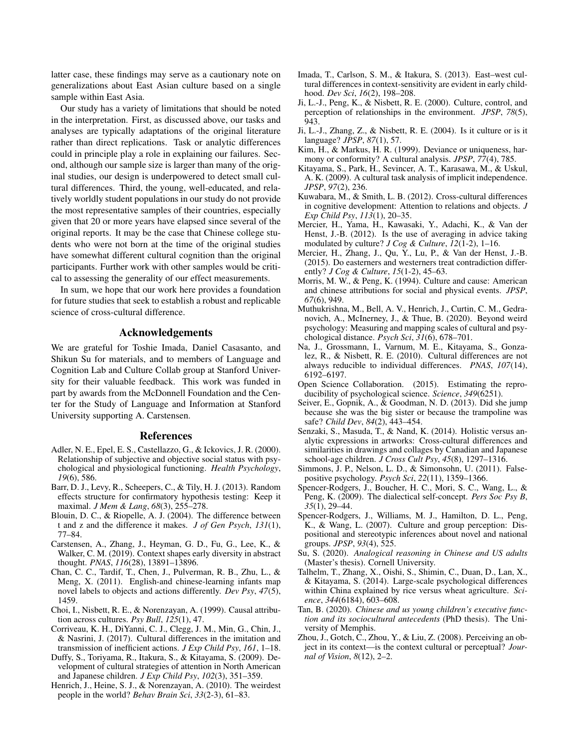latter case, these findings may serve as a cautionary note on generalizations about East Asian culture based on a single sample within East Asia.

Our study has a variety of limitations that should be noted in the interpretation. First, as discussed above, our tasks and analyses are typically adaptations of the original literature rather than direct replications. Task or analytic differences could in principle play a role in explaining our failures. Second, although our sample size is larger than many of the original studies, our design is underpowered to detect small cultural differences. Third, the young, well-educated, and relatively worldly student populations in our study do not provide the most representative samples of their countries, especially given that 20 or more years have elapsed since several of the original reports. It may be the case that Chinese college students who were not born at the time of the original studies have somewhat different cultural cognition than the original participants. Further work with other samples would be critical to assessing the generality of our effect measurements.

In sum, we hope that our work here provides a foundation for future studies that seek to establish a robust and replicable science of cross-cultural difference.

## Acknowledgements

We are grateful for Toshie Imada, Daniel Casasanto, and Shikun Su for materials, and to members of Language and Cognition Lab and Culture Collab group at Stanford University for their valuable feedback. This work was funded in part by awards from the McDonnell Foundation and the Center for the Study of Language and Information at Stanford University supporting A. Carstensen.

## References

Adler, N. E., Epel, E. S., Castellazzo, G., & Ickovics, J. R. (2000). Relationship of subjective and objective social status with psychological and physiological functioning. *Health Psychology*, *19*(6), 586.

Barr, D. J., Levy, R., Scheepers, C., & Tily, H. J. (2013). Random effects structure for confirmatory hypothesis testing: Keep it maximal. *J Mem & Lang*, *68*(3), 255–278.

Blouin, D. C., & Riopelle, A. J. (2004). The difference between t and z and the difference it makes. *J of Gen Psych*, *131*(1), 77–84.

Carstensen, A., Zhang, J., Heyman, G. D., Fu, G., Lee, K., & Walker, C. M. (2019). Context shapes early diversity in abstract thought. *PNAS*, *116*(28), 13891–13896.

Chan, C. C., Tardif, T., Chen, J., Pulverman, R. B., Zhu, L., & Meng, X. (2011). English-and chinese-learning infants map novel labels to objects and actions differently. *Dev Psy*, *47*(5), 1459.

Choi, I., Nisbett, R. E., & Norenzayan, A. (1999). Causal attribution across cultures. *Psy Bull*, *125*(1), 47.

Corriveau, K. H., DiYanni, C. J., Clegg, J. M., Min, G., Chin, J., & Nasrini, J. (2017). Cultural differences in the imitation and transmission of inefficient actions. *J Exp Child Psy*, *161*, 1–18.

Duffy, S., Toriyama, R., Itakura, S., & Kitayama, S. (2009). Development of cultural strategies of attention in North American and Japanese children. *J Exp Child Psy*, *102*(3), 351–359.

Henrich, J., Heine, S. J., & Norenzayan, A. (2010). The weirdest people in the world? *Behav Brain Sci*, *33*(2-3), 61–83.

Imada, T., Carlson, S. M., & Itakura, S. (2013). East–west cultural differences in context-sensitivity are evident in early childhood. *Dev Sci*, *16*(2), 198–208.

Ji, L.-J., Peng, K., & Nisbett, R. E. (2000). Culture, control, and perception of relationships in the environment. *JPSP*, *78*(5), 943.

Ji, L.-J., Zhang, Z., & Nisbett, R. E. (2004). Is it culture or is it language? *JPSP*, *87*(1), 57.

Kim, H., & Markus, H. R. (1999). Deviance or uniqueness, harmony or conformity? A cultural analysis. *JPSP*, *77*(4), 785.

Kitayama, S., Park, H., Sevincer, A. T., Karasawa, M., & Uskul, A. K. (2009). A cultural task analysis of implicit independence. *JPSP*, *97*(2), 236.

Kuwabara, M., & Smith, L. B. (2012). Cross-cultural differences in cognitive development: Attention to relations and objects. *J Exp Child Psy*, *113*(1), 20–35.

Mercier, H., Yama, H., Kawasaki, Y., Adachi, K., & Van der Henst, J.-B. (2012). Is the use of averaging in advice taking modulated by culture? *J Cog & Culture*, *12*(1-2), 1–16.

Mercier, H., Zhang, J., Qu, Y., Lu, P., & Van der Henst, J.-B. (2015). Do easterners and westerners treat contradiction differently? *J Cog & Culture*, *15*(1-2), 45–63.

Morris, M. W., & Peng, K. (1994). Culture and cause: American and chinese attributions for social and physical events. *JPSP*, *67*(6), 949.

Muthukrishna, M., Bell, A. V., Henrich, J., Curtin, C. M., Gedranovich, A., McInerney, J., & Thue, B. (2020). Beyond weird psychology: Measuring and mapping scales of cultural and psychological distance. *Psych Sci*, *31*(6), 678–701.

Na, J., Grossmann, I., Varnum, M. E., Kitayama, S., Gonzalez, R., & Nisbett, R. E. (2010). Cultural differences are not always reducible to individual differences. *PNAS*, *107*(14), 6192–6197.

Open Science Collaboration. (2015). Estimating the reproducibility of psychological science. *Science*, *349*(6251).

Seiver, E., Gopnik, A., & Goodman, N. D. (2013). Did she jump because she was the big sister or because the trampoline was safe? *Child Dev*, *84*(2), 443–454.

Senzaki, S., Masuda, T., & Nand, K. (2014). Holistic versus analytic expressions in artworks: Cross-cultural differences and similarities in drawings and collages by Canadian and Japanese school-age children. *J Cross Cult Psy*, *45*(8), 1297–1316.

Simmons, J. P., Nelson, L. D., & Simonsohn, U. (2011). False-positive psychology. *Psych Sci*, *22*(11), 1359–1366.

Spencer-Rodgers, J., Boucher, H. C., Mori, S. C., Wang, L., & Peng, K. (2009). The dialectical self-concept. *Pers Soc Psy B*, *35*(1), 29–44.

Spencer-Rodgers, J., Williams, M. J., Hamilton, D. L., Peng, K., & Wang, L. (2007). Culture and group perception: Dispositional and stereotypic inferences about novel and national groups. *JPSP*, *93*(4), 525.

Su, S. (2020). *Analogical reasoning in Chinese and US adults* (Master's thesis). Cornell University.

Talhelm, T., Zhang, X., Oishi, S., Shimin, C., Duan, D., Lan, X., & Kitayama, S. (2014). Large-scale psychological differences within China explained by rice versus wheat agriculture. *Science*, *344*(6184), 603–608.

Tan, B. (2020). *Chinese and us young children's executive function and its sociocultural antecedents* (PhD thesis). The University of Memphis.

Zhou, J., Gotch, C., Zhou, Y., & Liu, Z. (2008). Perceiving an object in its context—is the context cultural or perceptual? *Journal of Vision*, *8*(12), 2–2.